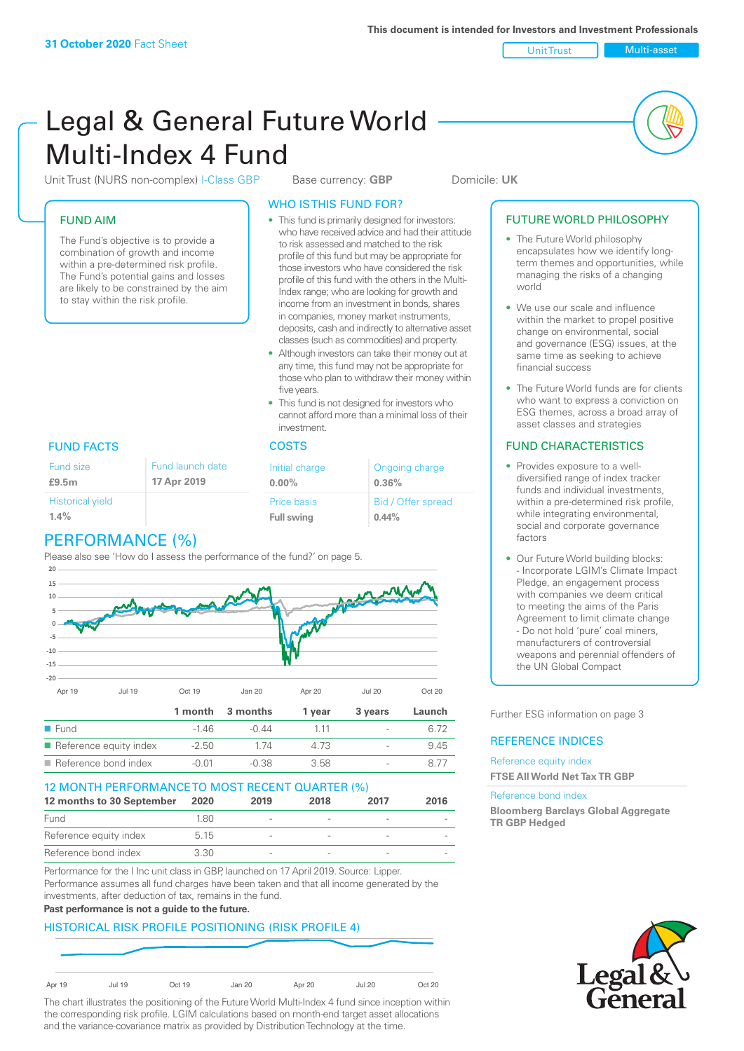**31 October 2020** Fact Sheet

This document is intended for Investors and Investment Professionals

Unit Trust | Multi-asset

# Legal & General Future World Multi-Index 4 Fund

Unit Trust (NURS non-complex) I-Class GBP     Base currency: **GBP**     Domicile: **UK**

## FUND AIM

The Fund's objective is to provide a combination of growth and income within a pre-determined risk profile. The Fund's potential gains and losses are likely to be constrained by the aim to stay within the risk profile.

## WHO IS THIS FUND FOR?

- This fund is primarily designed for investors: who have received advice and had their attitude to risk assessed and matched to the risk profile of this fund but may be appropriate for those investors who have considered the risk profile of this fund with the others in the Multi-Index range; who are looking for growth and income from an investment in bonds, shares in companies, money market instruments, deposits, cash and indirectly to alternative asset classes (such as commodities) and property.
- Although investors can take their money out at any time, this fund may not be appropriate for those who plan to withdraw their money within five years.
- This fund is not designed for investors who cannot afford more than a minimal loss of their investment.

## FUTURE WORLD PHILOSOPHY

- The Future World philosophy encapsulates how we identify long-term themes and opportunities, while managing the risks of a changing world
- We use our scale and influence within the market to propel positive change on environmental, social and governance (ESG) issues, at the same time as seeking to achieve financial success
- The Future World funds are for clients who want to express a conviction on ESG themes, across a broad array of asset classes and strategies

## FUND FACTS

| Fund size | Fund launch date |
|---|---|
| **£9.5m** | **17 Apr 2019** |
| Historical yield | |
| **1.4%** | |

## COSTS

| Initial charge | Ongoing charge |
|---|---|
| **0.00%** | **0.36%** |
| Price basis | Bid / Offer spread |
| **Full swing** | **0.44%** |

## FUND CHARACTERISTICS

- Provides exposure to a well-diversified range of index tracker funds and individual investments, within a pre-determined risk profile, while integrating environmental, social and corporate governance factors
- Our Future World building blocks:
  - Incorporate LGIM's Climate Impact Pledge, an engagement process with companies we deem critical to meeting the aims of the Paris Agreement to limit climate change
  - Do not hold 'pure' coal miners, manufacturers of controversial weapons and perennial offenders of the UN Global Compact

## PERFORMANCE (%)

Please also see 'How do I assess the performance of the fund?' on page 5.

| | 1 month | 3 months | 1 year | 3 years | Launch |
|---|---|---|---|---|---|
| Fund | -1.46 | -0.44 | 1.11 | - | 6.72 |
| Reference equity index | -2.50 | 1.74 | 4.73 | - | 9.45 |
| Reference bond index | -0.01 | -0.38 | 3.58 | - | 8.77 |

## 12 MONTH PERFORMANCE TO MOST RECENT QUARTER (%)

| 12 months to 30 September | 2020 | 2019 | 2018 | 2017 | 2016 |
|---|---|---|---|---|---|
| Fund | 1.80 | - | - | - | - |
| Reference equity index | 5.15 | - | - | - | - |
| Reference bond index | 3.30 | - | - | - | - |

Performance for the I Inc unit class in GBP, launched on 17 April 2019. Source: Lipper. Performance assumes all fund charges have been taken and that all income generated by the investments, after deduction of tax, remains in the fund.

**Past performance is not a guide to the future.**

## HISTORICAL RISK PROFILE POSITIONING (RISK PROFILE 4)

The chart illustrates the positioning of the Future World Multi-Index 4 fund since inception within the corresponding risk profile. LGIM calculations based on month-end target asset allocations and the variance-covariance matrix as provided by Distribution Technology at the time.

Further ESG information on page 3

## REFERENCE INDICES

Reference equity index
**FTSE All World Net Tax TR GBP**

Reference bond index
**Bloomberg Barclays Global Aggregate TR GBP Hedged**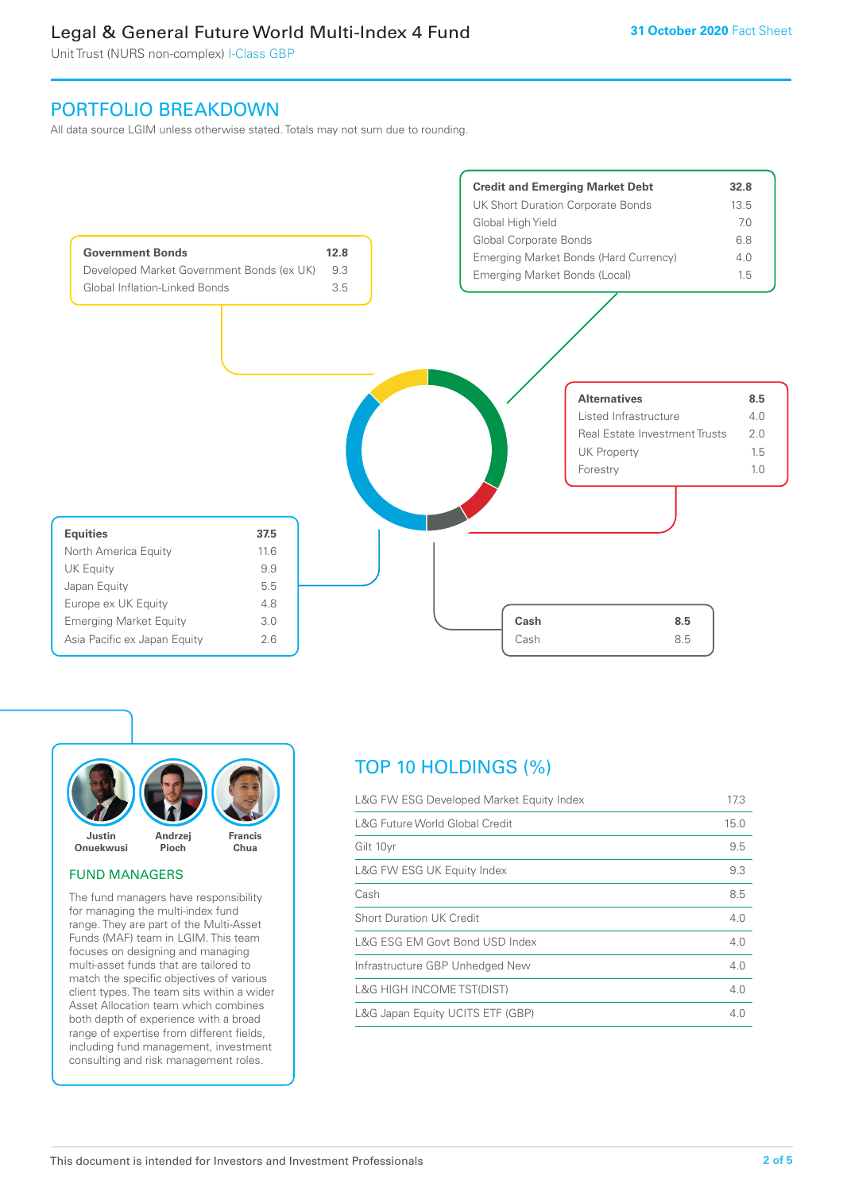# PORTFOLIO BREAKDOWN

All data source LGIM unless otherwise stated. Totals may not sum due to rounding.

| Government Bonds | 12.8 |
|---|---|
| Developed Market Government Bonds (ex UK) | 9.3 |
| Global Inflation-Linked Bonds | 3.5 |

| Credit and Emerging Market Debt | 32.8 |
|---|---|
| UK Short Duration Corporate Bonds | 13.5 |
| Global High Yield | 7.0 |
| Global Corporate Bonds | 6.8 |
| Emerging Market Bonds (Hard Currency) | 4.0 |
| Emerging Market Bonds (Local) | 1.5 |

| Alternatives | 8.5 |
|---|---|
| Listed Infrastructure | 4.0 |
| Real Estate Investment Trusts | 2.0 |
| UK Property | 1.5 |
| Forestry | 1.0 |

| Equities | 37.5 |
|---|---|
| North America Equity | 11.6 |
| UK Equity | 9.9 |
| Japan Equity | 5.5 |
| Europe ex UK Equity | 4.8 |
| Emerging Market Equity | 3.0 |
| Asia Pacific ex Japan Equity | 2.6 |

| Cash | 8.5 |
|---|---|
| Cash | 8.5 |

**Justin Onuekwusi** **Andrzej Pioch** **Francis Chua**

## FUND MANAGERS

The fund managers have responsibility for managing the multi-index fund range. They are part of the Multi-Asset Funds (MAF) team in LGIM. This team focuses on designing and managing multi-asset funds that are tailored to match the specific objectives of various client types. The team sits within a wider Asset Allocation team which combines both depth of experience with a broad range of expertise from different fields, including fund management, investment consulting and risk management roles.

## TOP 10 HOLDINGS (%)

| Holding | % |
|---|---|
| L&G FW ESG Developed Market Equity Index | 17.3 |
| L&G Future World Global Credit | 15.0 |
| Gilt 10yr | 9.5 |
| L&G FW ESG UK Equity Index | 9.3 |
| Cash | 8.5 |
| Short Duration UK Credit | 4.0 |
| L&G ESG EM Govt Bond USD Index | 4.0 |
| Infrastructure GBP Unhedged New | 4.0 |
| L&G HIGH INCOME TST(DIST) | 4.0 |
| L&G Japan Equity UCITS ETF (GBP) | 4.0 |

This document is intended for Investors and Investment Professionals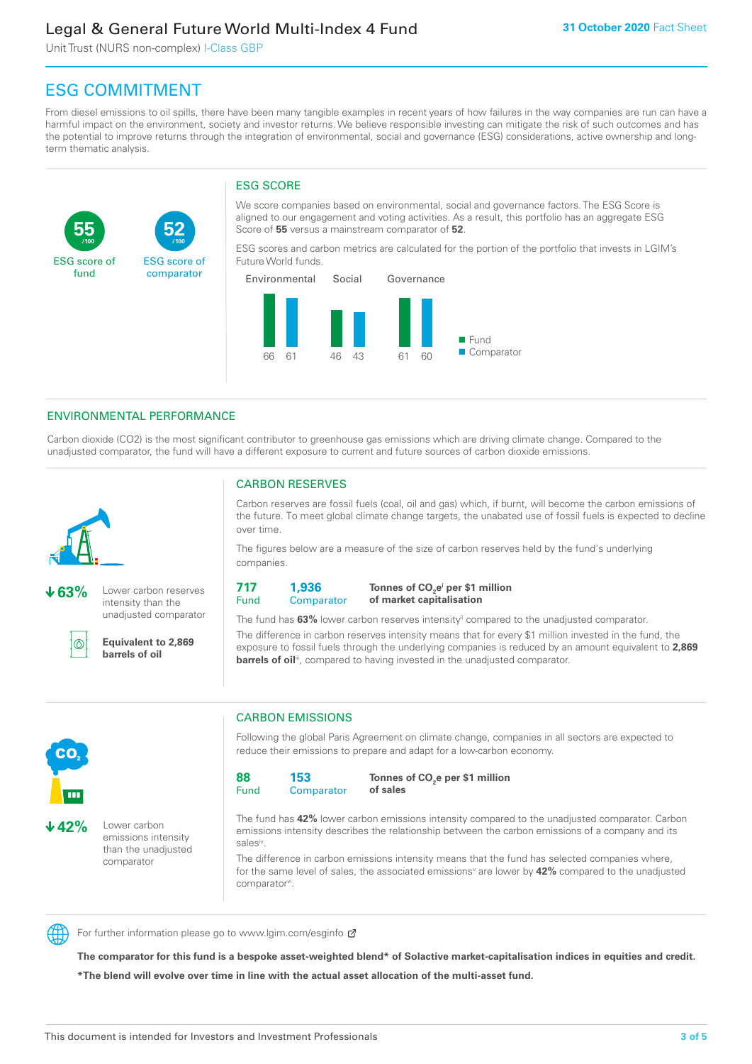# ESG COMMITMENT

From diesel emissions to oil spills, there have been many tangible examples in recent years of how failures in the way companies are run can have a harmful impact on the environment, society and investor returns. We believe responsible investing can mitigate the risk of such outcomes and has the potential to improve returns through the integration of environmental, social and governance (ESG) considerations, active ownership and long-term thematic analysis.

**55** /100 ESG score of fund

**52** /100 ESG score of comparator

## ESG SCORE

We score companies based on environmental, social and governance factors. The ESG Score is aligned to our engagement and voting activities. As a result, this portfolio has an aggregate ESG Score of **55** versus a mainstream comparator of **52**.

ESG scores and carbon metrics are calculated for the portion of the portfolio that invests in LGIM's Future World funds.

| | Environmental | Social | Governance |
|---|---|---|---|
| Fund | 66 | 46 | 61 |
| Comparator | 61 | 43 | 60 |

## ENVIRONMENTAL PERFORMANCE

Carbon dioxide (CO2) is the most significant contributor to greenhouse gas emissions which are driving climate change. Compared to the unadjusted comparator, the fund will have a different exposure to current and future sources of carbon dioxide emissions.

**↓63%** Lower carbon reserves intensity than the unadjusted comparator

**Equivalent to 2,869 barrels of oil**

### CARBON RESERVES

Carbon reserves are fossil fuels (coal, oil and gas) which, if burnt, will become the carbon emissions of the future. To meet global climate change targets, the unabated use of fossil fuels is expected to decline over time.

The figures below are a measure of the size of carbon reserves held by the fund's underlying companies.

**717** Fund | **1,936** Comparator | **Tonnes of $CO_2e$[i] per $1 million of market capitalisation**

The fund has **63%** lower carbon reserves intensity[ii] compared to the unadjusted comparator.

The difference in carbon reserves intensity means that for every $1 million invested in the fund, the exposure to fossil fuels through the underlying companies is reduced by an amount equivalent to **2,869 barrels of oil**[iii], compared to having invested in the unadjusted comparator.

**↓42%** Lower carbon emissions intensity than the unadjusted comparator

### CARBON EMISSIONS

Following the global Paris Agreement on climate change, companies in all sectors are expected to reduce their emissions to prepare and adapt for a low-carbon economy.

**88** Fund | **153** Comparator | **Tonnes of $CO_2e$ per $1 million of sales**

The fund has **42%** lower carbon emissions intensity compared to the unadjusted comparator. Carbon emissions intensity describes the relationship between the carbon emissions of a company and its sales[iv].

The difference in carbon emissions intensity means that the fund has selected companies where, for the same level of sales, the associated emissions[v] are lower by **42%** compared to the unadjusted comparator[vi].

For further information please go to www.lgim.com/esginfo

**The comparator for this fund is a bespoke asset-weighted blend* of Solactive market-capitalisation indices in equities and credit.**

***The blend will evolve over time in line with the actual asset allocation of the multi-asset fund.**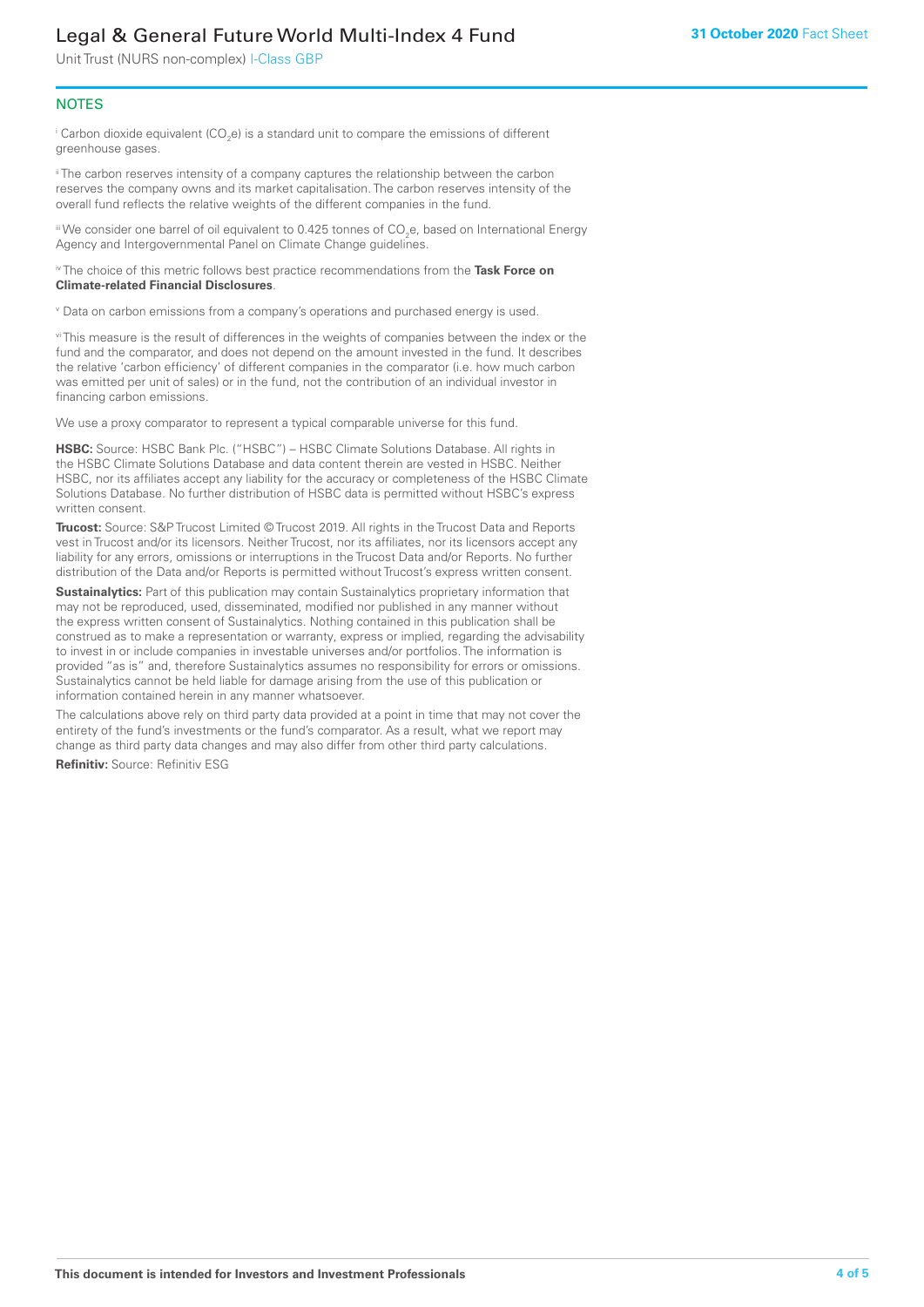## NOTES

[i] Carbon dioxide equivalent ($CO_2e$) is a standard unit to compare the emissions of different greenhouse gases.

[ii] The carbon reserves intensity of a company captures the relationship between the carbon reserves the company owns and its market capitalisation. The carbon reserves intensity of the overall fund reflects the relative weights of the different companies in the fund.

[iii] We consider one barrel of oil equivalent to 0.425 tonnes of $CO_2e$, based on International Energy Agency and Intergovernmental Panel on Climate Change guidelines.

[iv] The choice of this metric follows best practice recommendations from the **Task Force on Climate-related Financial Disclosures**.

[v] Data on carbon emissions from a company's operations and purchased energy is used.

[vi] This measure is the result of differences in the weights of companies between the index or the fund and the comparator, and does not depend on the amount invested in the fund. It describes the relative 'carbon efficiency' of different companies in the comparator (i.e. how much carbon was emitted per unit of sales) or in the fund, not the contribution of an individual investor in financing carbon emissions.

We use a proxy comparator to represent a typical comparable universe for this fund.

**HSBC:** Source: HSBC Bank Plc. ("HSBC") – HSBC Climate Solutions Database. All rights in the HSBC Climate Solutions Database and data content therein are vested in HSBC. Neither HSBC, nor its affiliates accept any liability for the accuracy or completeness of the HSBC Climate Solutions Database. No further distribution of HSBC data is permitted without HSBC's express written consent.

**Trucost:** Source: S&P Trucost Limited © Trucost 2019. All rights in the Trucost Data and Reports vest in Trucost and/or its licensors. Neither Trucost, nor its affiliates, nor its licensors accept any liability for any errors, omissions or interruptions in the Trucost Data and/or Reports. No further distribution of the Data and/or Reports is permitted without Trucost's express written consent.

**Sustainalytics:** Part of this publication may contain Sustainalytics proprietary information that may not be reproduced, used, disseminated, modified nor published in any manner without the express written consent of Sustainalytics. Nothing contained in this publication shall be construed as to make a representation or warranty, express or implied, regarding the advisability to invest in or include companies in investable universes and/or portfolios. The information is provided "as is" and, therefore Sustainalytics assumes no responsibility for errors or omissions. Sustainalytics cannot be held liable for damage arising from the use of this publication or information contained herein in any manner whatsoever.

The calculations above rely on third party data provided at a point in time that may not cover the entirety of the fund's investments or the fund's comparator. As a result, what we report may change as third party data changes and may also differ from other third party calculations.

**Refinitiv:** Source: Refinitiv ESG

**This document is intended for Investors and Investment Professionals**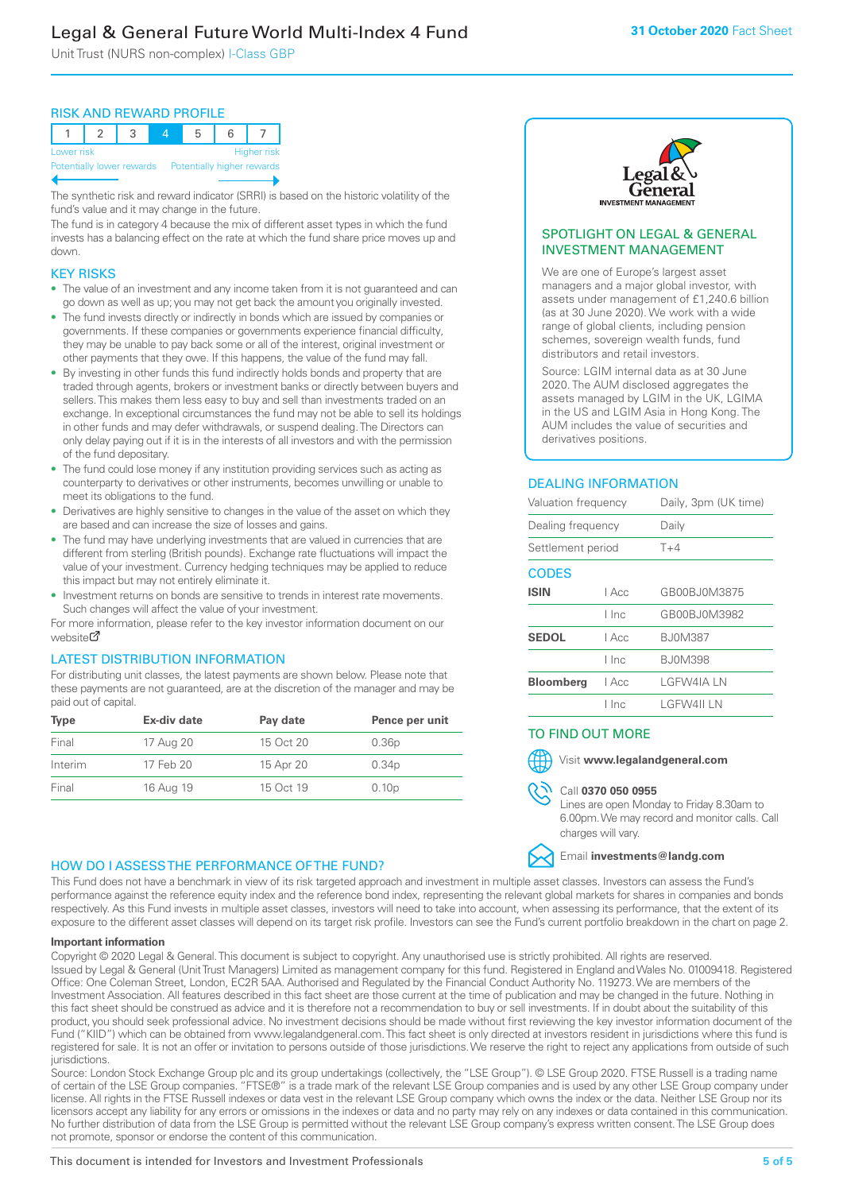# Legal & General Future World Multi-Index 4 Fund

Unit Trust (NURS non-complex) I-Class GBP

**31 October 2020** Fact Sheet

## RISK AND REWARD PROFILE

| 1 | 2 | 3 | 4 | 5 | 6 | 7 |
|---|---|---|---|---|---|---|

Lower risk — Higher risk

Potentially lower rewards — Potentially higher rewards

The synthetic risk and reward indicator (SRRI) is based on the historic volatility of the fund's value and it may change in the future.

The fund is in category 4 because the mix of different asset types in which the fund invests has a balancing effect on the rate at which the fund share price moves up and down.

## KEY RISKS

- The value of an investment and any income taken from it is not guaranteed and can go down as well as up; you may not get back the amount you originally invested.
- The fund invests directly or indirectly in bonds which are issued by companies or governments. If these companies or governments experience financial difficulty, they may be unable to pay back some or all of the interest, original investment or other payments that they owe. If this happens, the value of the fund may fall.
- By investing in other funds this fund indirectly holds bonds and property that are traded through agents, brokers or investment banks or directly between buyers and sellers. This makes them less easy to buy and sell than investments traded on an exchange. In exceptional circumstances the fund may not be able to sell its holdings in other funds and may defer withdrawals, or suspend dealing. The Directors can only delay paying out if it is in the interests of all investors and with the permission of the fund depositary.
- The fund could lose money if any institution providing services such as acting as counterparty to derivatives or other instruments, becomes unwilling or unable to meet its obligations to the fund.
- Derivatives are highly sensitive to changes in the value of the asset on which they are based and can increase the size of losses and gains.
- The fund may have underlying investments that are valued in currencies that are different from sterling (British pounds). Exchange rate fluctuations will impact the value of your investment. Currency hedging techniques may be applied to reduce this impact but may not entirely eliminate it.
- Investment returns on bonds are sensitive to trends in interest rate movements. Such changes will affect the value of your investment.

For more information, please refer to the key investor information document on our website

## LATEST DISTRIBUTION INFORMATION

For distributing unit classes, the latest payments are shown below. Please note that these payments are not guaranteed, are at the discretion of the manager and may be paid out of capital.

| Type | Ex-div date | Pay date | Pence per unit |
|---|---|---|---|
| Final | 17 Aug 20 | 15 Oct 20 | 0.36p |
| Interim | 17 Feb 20 | 15 Apr 20 | 0.34p |
| Final | 16 Aug 19 | 15 Oct 19 | 0.10p |

## SPOTLIGHT ON LEGAL & GENERAL INVESTMENT MANAGEMENT

We are one of Europe's largest asset managers and a major global investor, with assets under management of £1,240.6 billion (as at 30 June 2020). We work with a wide range of global clients, including pension schemes, sovereign wealth funds, fund distributors and retail investors.

Source: LGIM internal data as at 30 June 2020. The AUM disclosed aggregates the assets managed by LGIM in the UK, LGIMA in the US and LGIM Asia in Hong Kong. The AUM includes the value of securities and derivatives positions.

## DEALING INFORMATION

| | |
|---|---|
| Valuation frequency | Daily, 3pm (UK time) |
| Dealing frequency | Daily |
| Settlement period | T+4 |

## CODES

| | | |
|---|---|---|
| **ISIN** | I Acc | GB00BJ0M3875 |
| | I Inc | GB00BJ0M3982 |
| **SEDOL** | I Acc | BJ0M387 |
| | I Inc | BJ0M398 |
| **Bloomberg** | I Acc | LGFW4IA LN |
| | I Inc | LGFW4II LN |

## TO FIND OUT MORE

Visit **www.legalandgeneral.com**

Call **0370 050 0955**
Lines are open Monday to Friday 8.30am to 6.00pm. We may record and monitor calls. Call charges will vary.

Email **investments@landg.com**

## HOW DO I ASSESS THE PERFORMANCE OF THE FUND?

This Fund does not have a benchmark in view of its risk targeted approach and investment in multiple asset classes. Investors can assess the Fund's performance against the reference equity index and the reference bond index, representing the relevant global markets for shares in companies and bonds respectively. As this Fund invests in multiple asset classes, investors will need to take into account, when assessing its performance, that the extent of its exposure to the different asset classes will depend on its target risk profile. Investors can see the Fund's current portfolio breakdown in the chart on page 2.

**Important information**

Copyright © 2020 Legal & General. This document is subject to copyright. Any unauthorised use is strictly prohibited. All rights are reserved.

Issued by Legal & General (Unit Trust Managers) Limited as management company for this fund. Registered in England and Wales No. 01009418. Registered Office: One Coleman Street, London, EC2R 5AA. Authorised and Regulated by the Financial Conduct Authority No. 119273. We are members of the Investment Association. All features described in this fact sheet are those current at the time of publication and may be changed in the future. Nothing in this fact sheet should be construed as advice and it is therefore not a recommendation to buy or sell investments. If in doubt about the suitability of this product, you should seek professional advice. No investment decisions should be made without first reviewing the key investor information document of the Fund ("KIID") which can be obtained from www.legalandgeneral.com. This fact sheet is only directed at investors resident in jurisdictions where this fund is registered for sale. It is not an offer or invitation to persons outside of those jurisdictions. We reserve the right to reject any applications from outside of such jurisdictions.

Source: London Stock Exchange Group plc and its group undertakings (collectively, the "LSE Group"). © LSE Group 2020. FTSE Russell is a trading name of certain of the LSE Group companies. "FTSE®" is a trade mark of the relevant LSE Group companies and is used by any other LSE Group company under license. All rights in the FTSE Russell indexes or data vest in the relevant LSE Group company which owns the index or the data. Neither LSE Group nor its licensors accept any liability for any errors or omissions in the indexes or data and no party may rely on any indexes or data contained in this communication. No further distribution of data from the LSE Group is permitted without the relevant LSE Group company's express written consent. The LSE Group does not promote, sponsor or endorse the content of this communication.

This document is intended for Investors and Investment Professionals